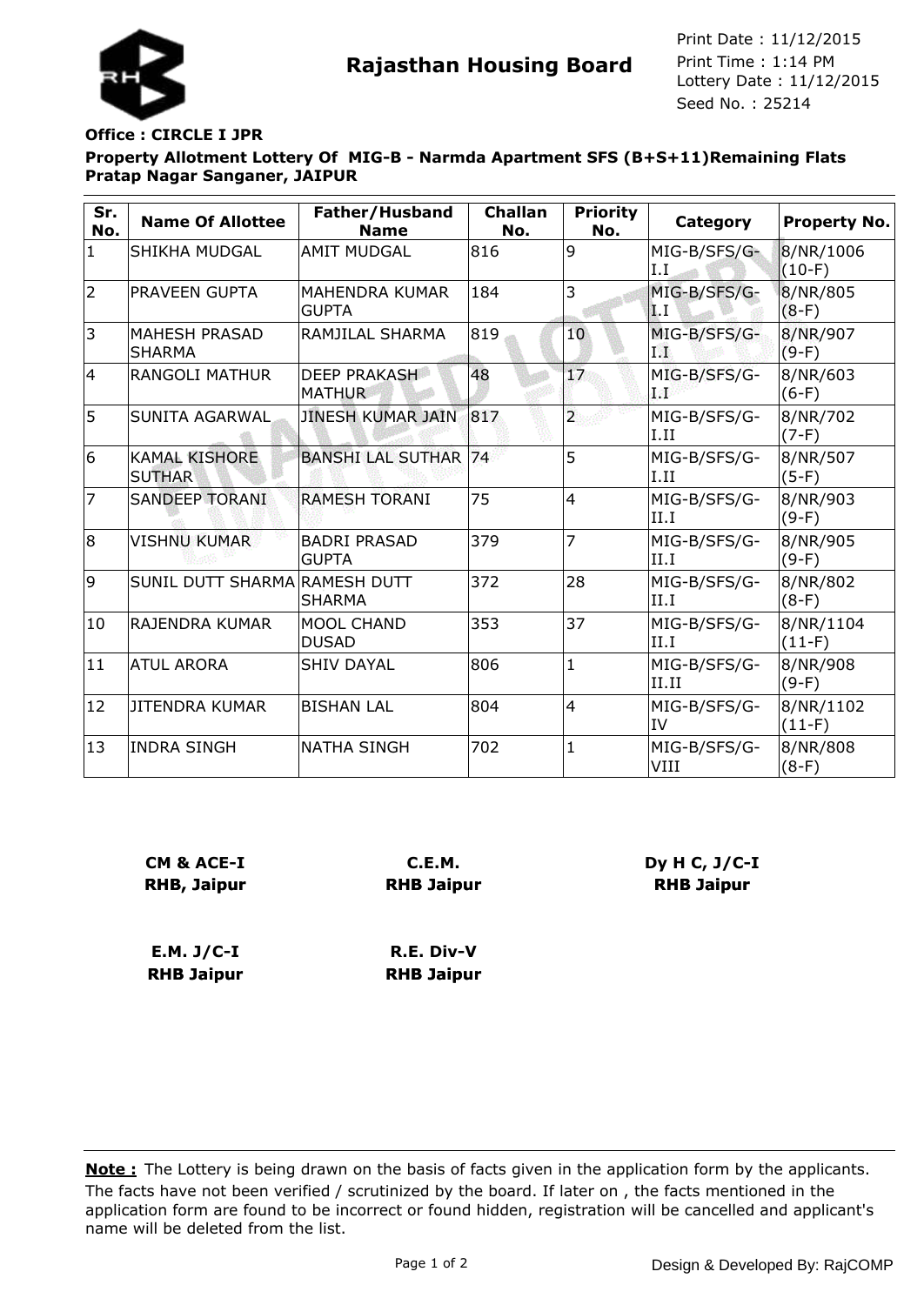# Rajasthan Housing Board

Print Date : 11/12/2015
Print Time : 1:14 PM
Lottery Date : 11/12/2015
Seed No. : 25214

**Office : CIRCLE I JPR**

**Property Allotment Lottery Of MIG-B - Narmda Apartment SFS (B+S+11)Remaining Flats Pratap Nagar Sanganer, JAIPUR**

| Sr. No. | Name Of Allottee | Father/Husband Name | Challan No. | Priority No. | Category | Property No. |
|---|---|---|---|---|---|---|
| 1 | SHIKHA MUDGAL | AMIT MUDGAL | 816 | 9 | MIG-B/SFS/G-I.I | 8/NR/1006 (10-F) |
| 2 | PRAVEEN GUPTA | MAHENDRA KUMAR GUPTA | 184 | 3 | MIG-B/SFS/G-I.I | 8/NR/805 (8-F) |
| 3 | MAHESH PRASAD SHARMA | RAMJILAL SHARMA | 819 | 10 | MIG-B/SFS/G-I.I | 8/NR/907 (9-F) |
| 4 | RANGOLI MATHUR | DEEP PRAKASH MATHUR | 48 | 17 | MIG-B/SFS/G-I.I | 8/NR/603 (6-F) |
| 5 | SUNITA AGARWAL | JINESH KUMAR JAIN | 817 | 2 | MIG-B/SFS/G-I.II | 8/NR/702 (7-F) |
| 6 | KAMAL KISHORE SUTHAR | BANSHI LAL SUTHAR | 74 | 5 | MIG-B/SFS/G-I.II | 8/NR/507 (5-F) |
| 7 | SANDEEP TORANI | RAMESH TORANI | 75 | 4 | MIG-B/SFS/G-II.I | 8/NR/903 (9-F) |
| 8 | VISHNU KUMAR | BADRI PRASAD GUPTA | 379 | 7 | MIG-B/SFS/G-II.I | 8/NR/905 (9-F) |
| 9 | SUNIL DUTT SHARMA | RAMESH DUTT SHARMA | 372 | 28 | MIG-B/SFS/G-II.I | 8/NR/802 (8-F) |
| 10 | RAJENDRA KUMAR | MOOL CHAND DUSAD | 353 | 37 | MIG-B/SFS/G-II.I | 8/NR/1104 (11-F) |
| 11 | ATUL ARORA | SHIV DAYAL | 806 | 1 | MIG-B/SFS/G-II.II | 8/NR/908 (9-F) |
| 12 | JITENDRA KUMAR | BISHAN LAL | 804 | 4 | MIG-B/SFS/G-IV | 8/NR/1102 (11-F) |
| 13 | INDRA SINGH | NATHA SINGH | 702 | 1 | MIG-B/SFS/G-VIII | 8/NR/808 (8-F) |

**CM & ACE-I**
**RHB, Jaipur**

**C.E.M.**
**RHB Jaipur**

**Dy H C, J/C-I**
**RHB Jaipur**

**E.M. J/C-I**
**RHB Jaipur**

**R.E. Div-V**
**RHB Jaipur**

**Note :** The Lottery is being drawn on the basis of facts given in the application form by the applicants. The facts have not been verified / scrutinized by the board. If later on , the facts mentioned in the application form are found to be incorrect or found hidden, registration will be cancelled and applicant's name will be deleted from the list.

Design & Developed By: RajCOMP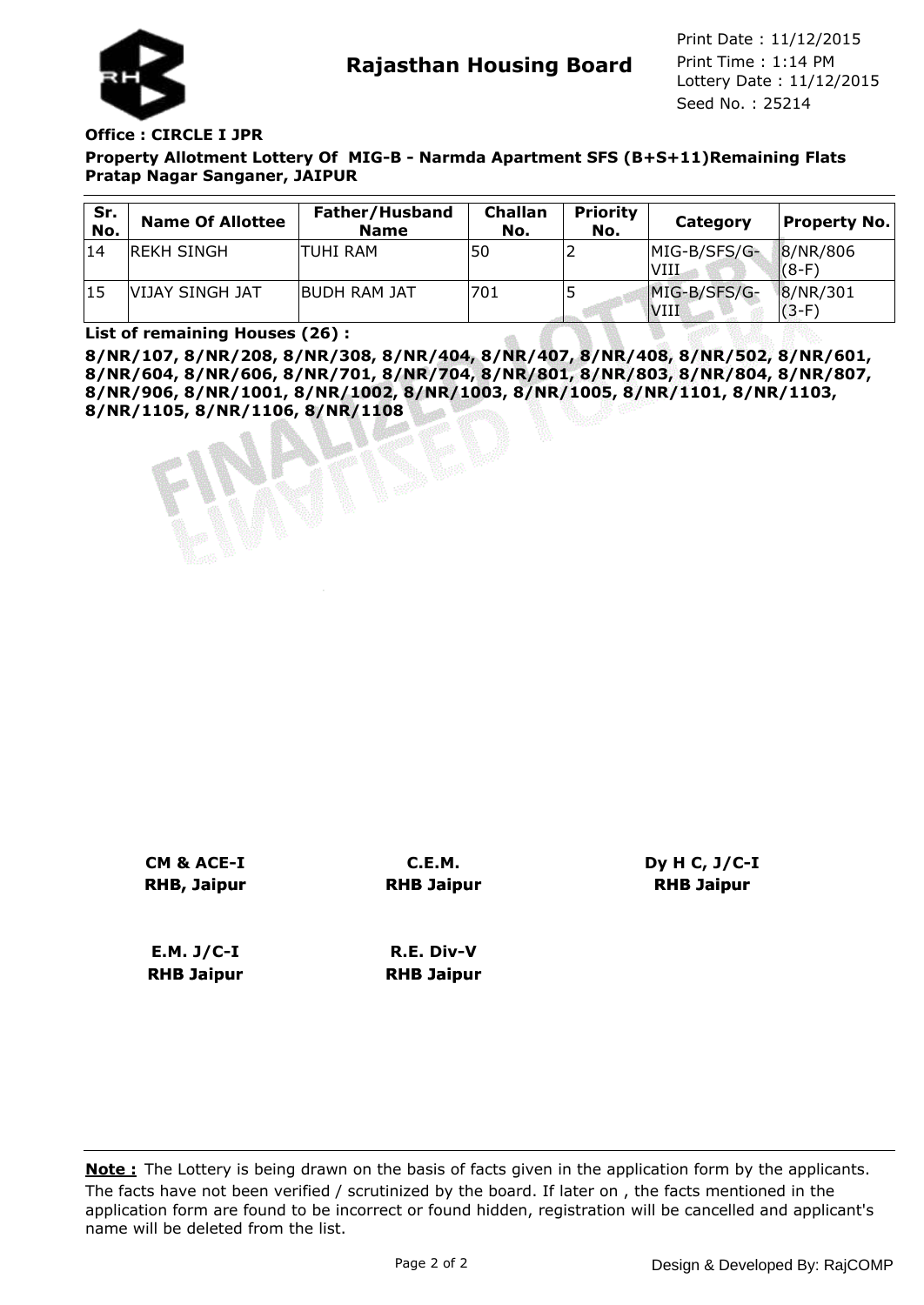**Rajasthan Housing Board**

Print Date : 11/12/2015
Print Time : 1:14 PM
Lottery Date : 11/12/2015
Seed No. : 25214

**Office : CIRCLE I JPR**

**Property Allotment Lottery Of MIG-B - Narmda Apartment SFS (B+S+11)Remaining Flats Pratap Nagar Sanganer, JAIPUR**

| Sr. No. | Name Of Allottee | Father/Husband Name | Challan No. | Priority No. | Category | Property No. |
|---|---|---|---|---|---|---|
| 14 | REKH SINGH | TUHI RAM | 50 | 2 | MIG-B/SFS/G-VIII | 8/NR/806 (8-F) |
| 15 | VIJAY SINGH JAT | BUDH RAM JAT | 701 | 5 | MIG-B/SFS/G-VIII | 8/NR/301 (3-F) |

**List of remaining Houses (26) :**

**8/NR/107, 8/NR/208, 8/NR/308, 8/NR/404, 8/NR/407, 8/NR/408, 8/NR/502, 8/NR/601, 8/NR/604, 8/NR/606, 8/NR/701, 8/NR/704, 8/NR/801, 8/NR/803, 8/NR/804, 8/NR/807, 8/NR/906, 8/NR/1001, 8/NR/1002, 8/NR/1003, 8/NR/1005, 8/NR/1101, 8/NR/1103, 8/NR/1105, 8/NR/1106, 8/NR/1108**

**CM & ACE-I**
**RHB, Jaipur**

**C.E.M.**
**RHB Jaipur**

**Dy H C, J/C-I**
**RHB Jaipur**

**E.M. J/C-I**
**RHB Jaipur**

**R.E. Div-V**
**RHB Jaipur**

**Note :** The Lottery is being drawn on the basis of facts given in the application form by the applicants. The facts have not been verified / scrutinized by the board. If later on , the facts mentioned in the application form are found to be incorrect or found hidden, registration will be cancelled and applicant's name will be deleted from the list.

Design & Developed By: RajCOMP